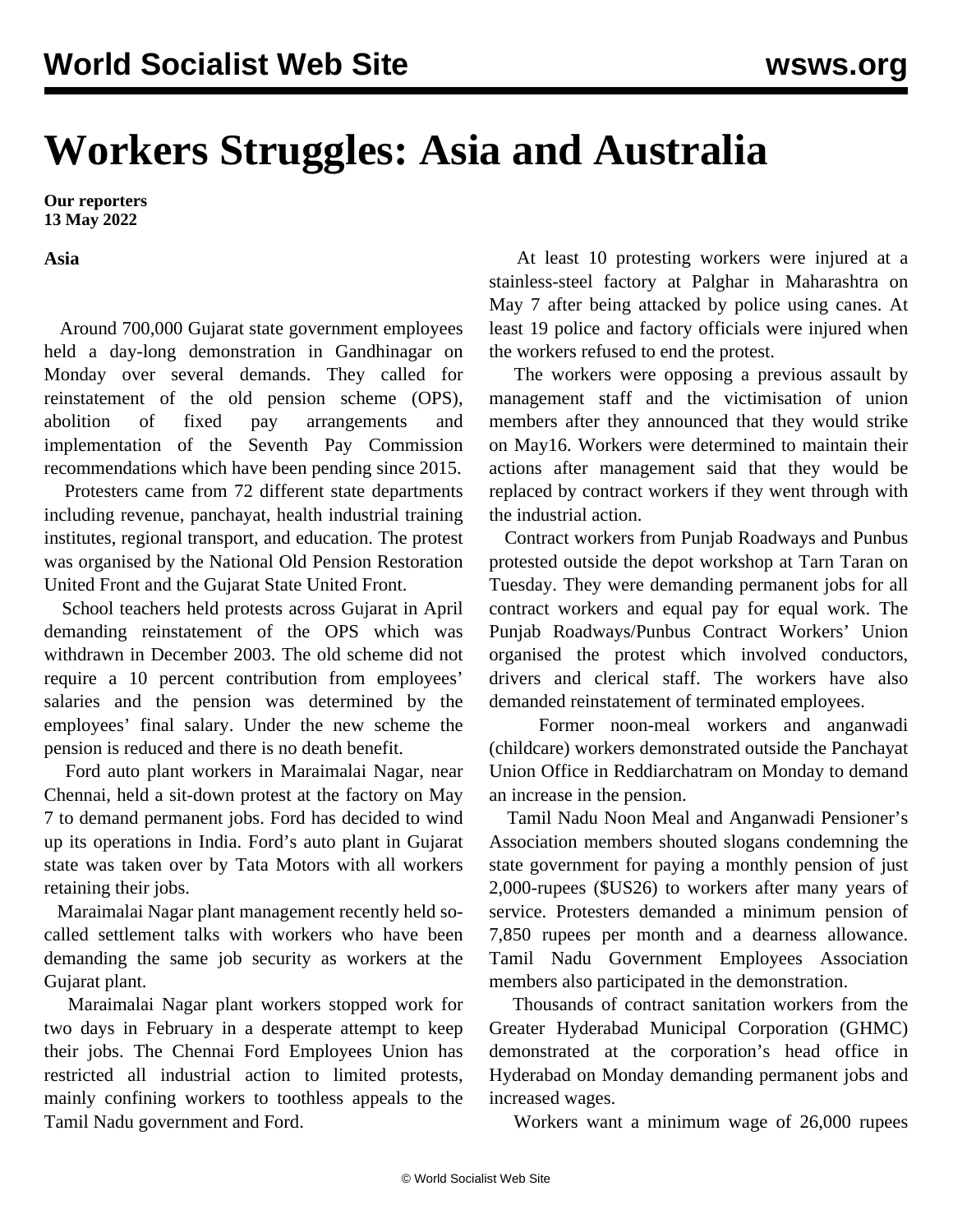# Workers Struggles: Asia and Australia

**Our reporters**
**13 May 2022**

**Asia**

Around 700,000 Gujarat state government employees held a day-long demonstration in Gandhinagar on Monday over several demands. They called for reinstatement of the old pension scheme (OPS), abolition of fixed pay arrangements and implementation of the Seventh Pay Commission recommendations which have been pending since 2015.

Protesters came from 72 different state departments including revenue, panchayat, health industrial training institutes, regional transport, and education. The protest was organised by the National Old Pension Restoration United Front and the Gujarat State United Front.

School teachers held protests across Gujarat in April demanding reinstatement of the OPS which was withdrawn in December 2003. The old scheme did not require a 10 percent contribution from employees' salaries and the pension was determined by the employees' final salary. Under the new scheme the pension is reduced and there is no death benefit.

Ford auto plant workers in Maraimalai Nagar, near Chennai, held a sit-down protest at the factory on May 7 to demand permanent jobs. Ford has decided to wind up its operations in India. Ford's auto plant in Gujarat state was taken over by Tata Motors with all workers retaining their jobs.

Maraimalai Nagar plant management recently held so-called settlement talks with workers who have been demanding the same job security as workers at the Gujarat plant.

Maraimalai Nagar plant workers stopped work for two days in February in a desperate attempt to keep their jobs. The Chennai Ford Employees Union has restricted all industrial action to limited protests, mainly confining workers to toothless appeals to the Tamil Nadu government and Ford.

At least 10 protesting workers were injured at a stainless-steel factory at Palghar in Maharashtra on May 7 after being attacked by police using canes. At least 19 police and factory officials were injured when the workers refused to end the protest.

The workers were opposing a previous assault by management staff and the victimisation of union members after they announced that they would strike on May16. Workers were determined to maintain their actions after management said that they would be replaced by contract workers if they went through with the industrial action.

Contract workers from Punjab Roadways and Punbus protested outside the depot workshop at Tarn Taran on Tuesday. They were demanding permanent jobs for all contract workers and equal pay for equal work. The Punjab Roadways/Punbus Contract Workers' Union organised the protest which involved conductors, drivers and clerical staff. The workers have also demanded reinstatement of terminated employees.

Former noon-meal workers and anganwadi (childcare) workers demonstrated outside the Panchayat Union Office in Reddiarchatram on Monday to demand an increase in the pension.

Tamil Nadu Noon Meal and Anganwadi Pensioner's Association members shouted slogans condemning the state government for paying a monthly pension of just 2,000-rupees ($US26) to workers after many years of service. Protesters demanded a minimum pension of 7,850 rupees per month and a dearness allowance. Tamil Nadu Government Employees Association members also participated in the demonstration.

Thousands of contract sanitation workers from the Greater Hyderabad Municipal Corporation (GHMC) demonstrated at the corporation's head office in Hyderabad on Monday demanding permanent jobs and increased wages.

Workers want a minimum wage of 26,000 rupees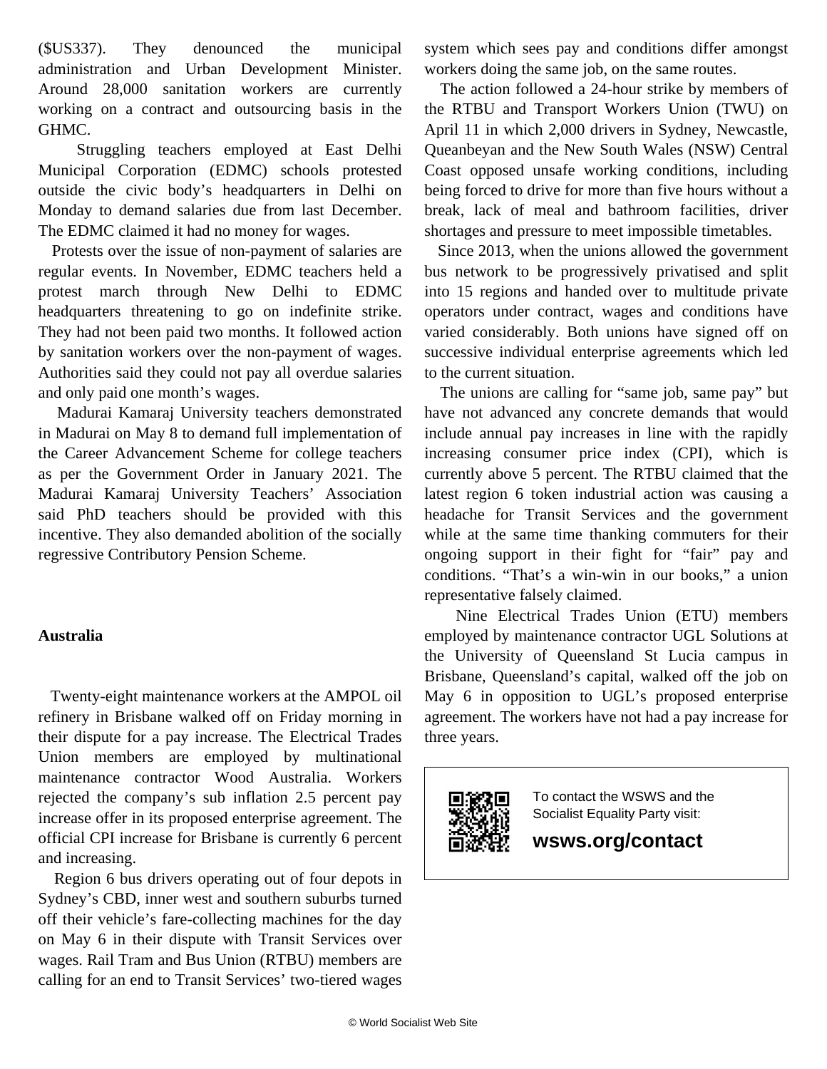($US337). They denounced the municipal administration and Urban Development Minister. Around 28,000 sanitation workers are currently working on a contract and outsourcing basis in the GHMC.

Struggling teachers employed at East Delhi Municipal Corporation (EDMC) schools protested outside the civic body's headquarters in Delhi on Monday to demand salaries due from last December. The EDMC claimed it had no money for wages.

Protests over the issue of non-payment of salaries are regular events. In November, EDMC teachers held a protest march through New Delhi to EDMC headquarters threatening to go on indefinite strike. They had not been paid two months. It followed action by sanitation workers over the non-payment of wages. Authorities said they could not pay all overdue salaries and only paid one month's wages.

Madurai Kamaraj University teachers demonstrated in Madurai on May 8 to demand full implementation of the Career Advancement Scheme for college teachers as per the Government Order in January 2021. The Madurai Kamaraj University Teachers' Association said PhD teachers should be provided with this incentive. They also demanded abolition of the socially regressive Contributory Pension Scheme.

**Australia**

Twenty-eight maintenance workers at the AMPOL oil refinery in Brisbane walked off on Friday morning in their dispute for a pay increase. The Electrical Trades Union members are employed by multinational maintenance contractor Wood Australia. Workers rejected the company's sub inflation 2.5 percent pay increase offer in its proposed enterprise agreement. The official CPI increase for Brisbane is currently 6 percent and increasing.

Region 6 bus drivers operating out of four depots in Sydney's CBD, inner west and southern suburbs turned off their vehicle's fare-collecting machines for the day on May 6 in their dispute with Transit Services over wages. Rail Tram and Bus Union (RTBU) members are calling for an end to Transit Services' two-tiered wages system which sees pay and conditions differ amongst workers doing the same job, on the same routes.

The action followed a 24-hour strike by members of the RTBU and Transport Workers Union (TWU) on April 11 in which 2,000 drivers in Sydney, Newcastle, Queanbeyan and the New South Wales (NSW) Central Coast opposed unsafe working conditions, including being forced to drive for more than five hours without a break, lack of meal and bathroom facilities, driver shortages and pressure to meet impossible timetables.

Since 2013, when the unions allowed the government bus network to be progressively privatised and split into 15 regions and handed over to multitude private operators under contract, wages and conditions have varied considerably. Both unions have signed off on successive individual enterprise agreements which led to the current situation.

The unions are calling for "same job, same pay" but have not advanced any concrete demands that would include annual pay increases in line with the rapidly increasing consumer price index (CPI), which is currently above 5 percent. The RTBU claimed that the latest region 6 token industrial action was causing a headache for Transit Services and the government while at the same time thanking commuters for their ongoing support in their fight for "fair" pay and conditions. "That's a win-win in our books," a union representative falsely claimed.

Nine Electrical Trades Union (ETU) members employed by maintenance contractor UGL Solutions at the University of Queensland St Lucia campus in Brisbane, Queensland's capital, walked off the job on May 6 in opposition to UGL's proposed enterprise agreement. The workers have not had a pay increase for three years.

To contact the WSWS and the Socialist Equality Party visit:

**wsws.org/contact**